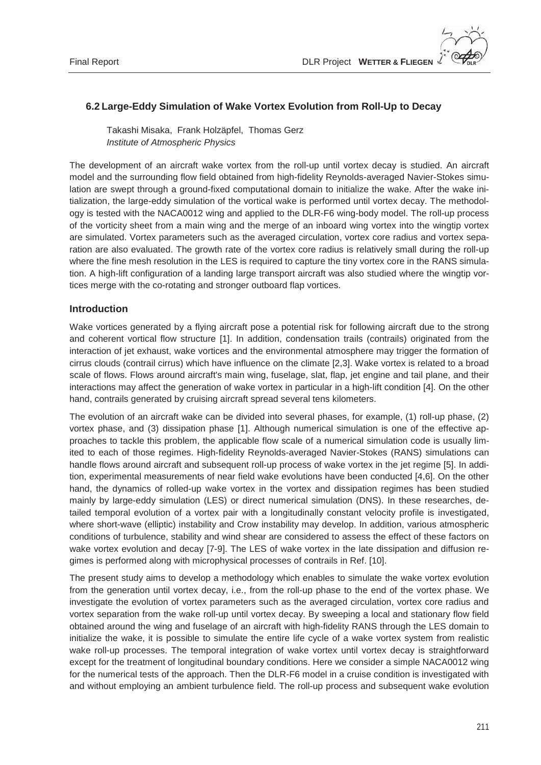## 6.2 Large-Eddy Simulation of Wake Vortex Evolution from Roll-Up to Decay

Takashi Misaka, Frank Holzäpfel, Thomas Gerz
*Institute of Atmospheric Physics*

The development of an aircraft wake vortex from the roll-up until vortex decay is studied. An aircraft model and the surrounding flow field obtained from high-fidelity Reynolds-averaged Navier-Stokes simulation are swept through a ground-fixed computational domain to initialize the wake. After the wake initialization, the large-eddy simulation of the vortical wake is performed until vortex decay. The methodology is tested with the NACA0012 wing and applied to the DLR-F6 wing-body model. The roll-up process of the vorticity sheet from a main wing and the merge of an inboard wing vortex into the wingtip vortex are simulated. Vortex parameters such as the averaged circulation, vortex core radius and vortex separation are also evaluated. The growth rate of the vortex core radius is relatively small during the roll-up where the fine mesh resolution in the LES is required to capture the tiny vortex core in the RANS simulation. A high-lift configuration of a landing large transport aircraft was also studied where the wingtip vortices merge with the co-rotating and stronger outboard flap vortices.

### Introduction

Wake vortices generated by a flying aircraft pose a potential risk for following aircraft due to the strong and coherent vortical flow structure [1]. In addition, condensation trails (contrails) originated from the interaction of jet exhaust, wake vortices and the environmental atmosphere may trigger the formation of cirrus clouds (contrail cirrus) which have influence on the climate [2,3]. Wake vortex is related to a broad scale of flows. Flows around aircraft's main wing, fuselage, slat, flap, jet engine and tail plane, and their interactions may affect the generation of wake vortex in particular in a high-lift condition [4]. On the other hand, contrails generated by cruising aircraft spread several tens kilometers.

The evolution of an aircraft wake can be divided into several phases, for example, (1) roll-up phase, (2) vortex phase, and (3) dissipation phase [1]. Although numerical simulation is one of the effective approaches to tackle this problem, the applicable flow scale of a numerical simulation code is usually limited to each of those regimes. High-fidelity Reynolds-averaged Navier-Stokes (RANS) simulations can handle flows around aircraft and subsequent roll-up process of wake vortex in the jet regime [5]. In addition, experimental measurements of near field wake evolutions have been conducted [4,6]. On the other hand, the dynamics of rolled-up wake vortex in the vortex and dissipation regimes has been studied mainly by large-eddy simulation (LES) or direct numerical simulation (DNS). In these researches, detailed temporal evolution of a vortex pair with a longitudinally constant velocity profile is investigated, where short-wave (elliptic) instability and Crow instability may develop. In addition, various atmospheric conditions of turbulence, stability and wind shear are considered to assess the effect of these factors on wake vortex evolution and decay [7-9]. The LES of wake vortex in the late dissipation and diffusion regimes is performed along with microphysical processes of contrails in Ref. [10].

The present study aims to develop a methodology which enables to simulate the wake vortex evolution from the generation until vortex decay, i.e., from the roll-up phase to the end of the vortex phase. We investigate the evolution of vortex parameters such as the averaged circulation, vortex core radius and vortex separation from the wake roll-up until vortex decay. By sweeping a local and stationary flow field obtained around the wing and fuselage of an aircraft with high-fidelity RANS through the LES domain to initialize the wake, it is possible to simulate the entire life cycle of a wake vortex system from realistic wake roll-up processes. The temporal integration of wake vortex until vortex decay is straightforward except for the treatment of longitudinal boundary conditions. Here we consider a simple NACA0012 wing for the numerical tests of the approach. Then the DLR-F6 model in a cruise condition is investigated with and without employing an ambient turbulence field. The roll-up process and subsequent wake evolution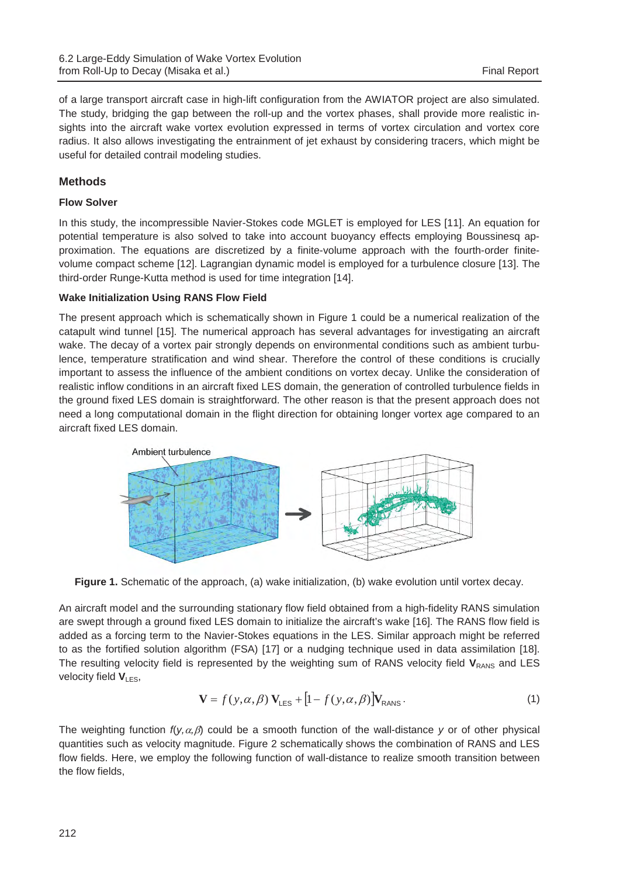of a large transport aircraft case in high-lift configuration from the AWIATOR project are also simulated. The study, bridging the gap between the roll-up and the vortex phases, shall provide more realistic insights into the aircraft wake vortex evolution expressed in terms of vortex circulation and vortex core radius. It also allows investigating the entrainment of jet exhaust by considering tracers, which might be useful for detailed contrail modeling studies.

## Methods

### Flow Solver

In this study, the incompressible Navier-Stokes code MGLET is employed for LES [11]. An equation for potential temperature is also solved to take into account buoyancy effects employing Boussinesq approximation. The equations are discretized by a finite-volume approach with the fourth-order finite-volume compact scheme [12]. Lagrangian dynamic model is employed for a turbulence closure [13]. The third-order Runge-Kutta method is used for time integration [14].

### Wake Initialization Using RANS Flow Field

The present approach which is schematically shown in Figure 1 could be a numerical realization of the catapult wind tunnel [15]. The numerical approach has several advantages for investigating an aircraft wake. The decay of a vortex pair strongly depends on environmental conditions such as ambient turbulence, temperature stratification and wind shear. Therefore the control of these conditions is crucially important to assess the influence of the ambient conditions on vortex decay. Unlike the consideration of realistic inflow conditions in an aircraft fixed LES domain, the generation of controlled turbulence fields in the ground fixed LES domain is straightforward. The other reason is that the present approach does not need a long computational domain in the flight direction for obtaining longer vortex age compared to an aircraft fixed LES domain.

**Figure 1.** Schematic of the approach, (a) wake initialization, (b) wake evolution until vortex decay.

An aircraft model and the surrounding stationary flow field obtained from a high-fidelity RANS simulation are swept through a ground fixed LES domain to initialize the aircraft's wake [16]. The RANS flow field is added as a forcing term to the Navier-Stokes equations in the LES. Similar approach might be referred to as the fortified solution algorithm (FSA) [17] or a nudging technique used in data assimilation [18]. The resulting velocity field is represented by the weighting sum of RANS velocity field $\mathbf{V}_{\text{RANS}}$ and LES velocity field $\mathbf{V}_{\text{LES}}$,

$$\mathbf{V} = f(y, \alpha, \beta)\, \mathbf{V}_{\text{LES}} + \left[1 - f(y, \alpha, \beta)\right] \mathbf{V}_{\text{RANS}}. \tag{1}$$

The weighting function $f(y, \alpha, \beta)$ could be a smooth function of the wall-distance $y$ or of other physical quantities such as velocity magnitude. Figure 2 schematically shows the combination of RANS and LES flow fields. Here, we employ the following function of wall-distance to realize smooth transition between the flow fields,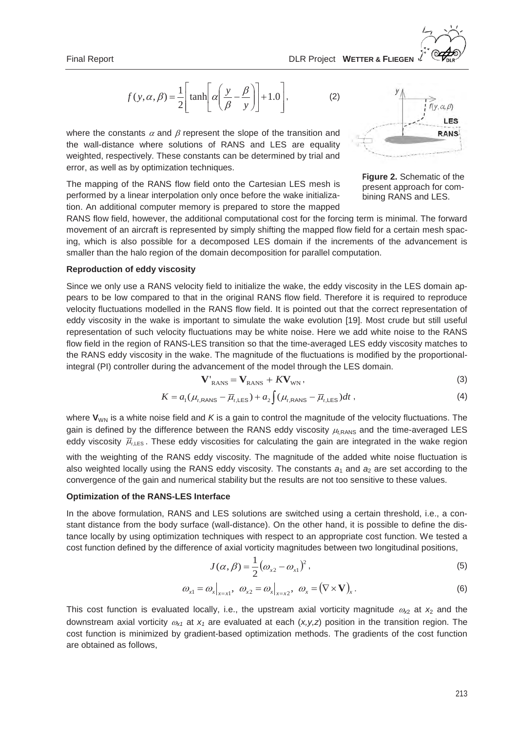$$f(y,\alpha,\beta) = \frac{1}{2}\left[\tanh\left[\alpha\left(\frac{y}{\beta} - \frac{\beta}{y}\right)\right] + 1.0\right], \quad (2)$$

where the constants $\alpha$ and $\beta$ represent the slope of the transition and the wall-distance where solutions of RANS and LES are equality weighted, respectively. These constants can be determined by trial and error, as well as by optimization techniques.

**Figure 2.** Schematic of the present approach for combining RANS and LES.

The mapping of the RANS flow field onto the Cartesian LES mesh is performed by a linear interpolation only once before the wake initialization. An additional computer memory is prepared to store the mapped RANS flow field, however, the additional computational cost for the forcing term is minimal. The forward movement of an aircraft is represented by simply shifting the mapped flow field for a certain mesh spacing, which is also possible for a decomposed LES domain if the increments of the advancement is smaller than the halo region of the domain decomposition for parallel computation.

**Reproduction of eddy viscosity**

Since we only use a RANS velocity field to initialize the wake, the eddy viscosity in the LES domain appears to be low compared to that in the original RANS flow field. Therefore it is required to reproduce velocity fluctuations modelled in the RANS flow field. It is pointed out that the correct representation of eddy viscosity in the wake is important to simulate the wake evolution [19]. Most crude but still useful representation of such velocity fluctuations may be white noise. Here we add white noise to the RANS flow field in the region of RANS-LES transition so that the time-averaged LES eddy viscosity matches to the RANS eddy viscosity in the wake. The magnitude of the fluctuations is modified by the proportional-integral (PI) controller during the advancement of the model through the LES domain.

$$\mathbf{V}'_{\mathrm{RANS}} = \mathbf{V}_{\mathrm{RANS}} + K\mathbf{V}_{\mathrm{WN}}, \quad (3)$$

$$K = a_1(\mu_{t,\mathrm{RANS}} - \overline{\mu}_{t,\mathrm{LES}}) + a_2\int(\mu_{t,\mathrm{RANS}} - \overline{\mu}_{t,\mathrm{LES}})dt, \quad (4)$$

where $\mathbf{V}_{\mathrm{WN}}$ is a white noise field and $K$ is a gain to control the magnitude of the velocity fluctuations. The gain is defined by the difference between the RANS eddy viscosity $\mu_{t,\mathrm{RANS}}$ and the time-averaged LES eddy viscosity $\overline{\mu}_{t,\mathrm{LES}}$. These eddy viscosities for calculating the gain are integrated in the wake region with the weighting of the RANS eddy viscosity. The magnitude of the added white noise fluctuation is also weighted locally using the RANS eddy viscosity. The constants $a_1$ and $a_2$ are set according to the convergence of the gain and numerical stability but the results are not too sensitive to these values.

**Optimization of the RANS-LES Interface**

In the above formulation, RANS and LES solutions are switched using a certain threshold, i.e., a constant distance from the body surface (wall-distance). On the other hand, it is possible to define the distance locally by using optimization techniques with respect to an appropriate cost function. We tested a cost function defined by the difference of axial vorticity magnitudes between two longitudinal positions,

$$J(\alpha,\beta) = \frac{1}{2}\left(\omega_{x2} - \omega_{x1}\right)^2, \quad (5)$$

$$\omega_{x1} = \omega_x\big|_{x=x1},\ \ \omega_{x2} = \omega_x\big|_{x=x2},\ \ \omega_x = \left(\nabla \times \mathbf{V}\right)_x. \quad (6)$$

This cost function is evaluated locally, i.e., the upstream axial vorticity magnitude $\omega_{x2}$ at $x_2$ and the downstream axial vorticity $\omega_{x1}$ at $x_1$ are evaluated at each $(x,y,z)$ position in the transition region. The cost function is minimized by gradient-based optimization methods. The gradients of the cost function are obtained as follows,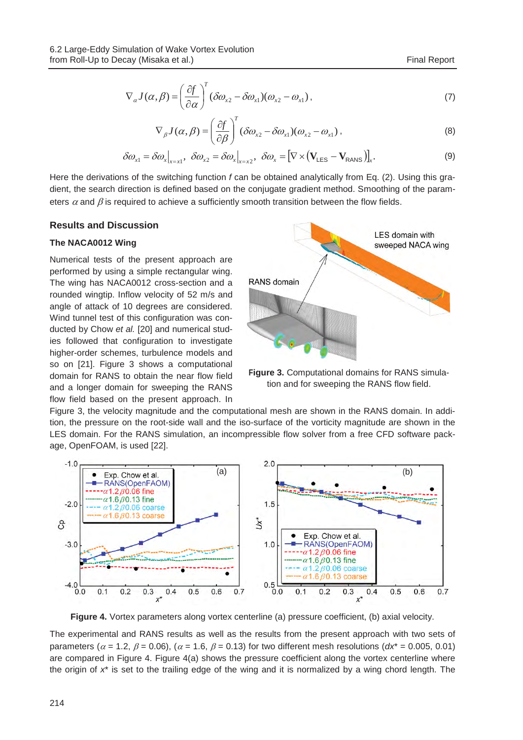$$\nabla_{\alpha} J(\alpha,\beta) = \left(\frac{\partial f}{\partial \alpha}\right)^T (\delta\omega_{x2} - \delta\omega_{x1})(\omega_{x2} - \omega_{x1}), \tag{7}$$

$$\nabla_{\beta} J(\alpha,\beta) = \left(\frac{\partial f}{\partial \beta}\right)^T (\delta\omega_{x2} - \delta\omega_{x1})(\omega_{x2} - \omega_{x1}), \tag{8}$$

$$\delta\omega_{x1} = \delta\omega_x\big|_{x=x1},\ \delta\omega_{x2} = \delta\omega_x\big|_{x=x2},\ \delta\omega_x = \left[\nabla \times \left(\mathbf{V}_{\text{LES}} - \mathbf{V}_{\text{RANS}}\right)\right]_x. \tag{9}$$

Here the derivations of the switching function $f$ can be obtained analytically from Eq. (2). Using this gradient, the search direction is defined based on the conjugate gradient method. Smoothing of the parameters $\alpha$ and $\beta$ is required to achieve a sufficiently smooth transition between the flow fields.

## Results and Discussion

### The NACA0012 Wing

Numerical tests of the present approach are performed by using a simple rectangular wing. The wing has NACA0012 cross-section and a rounded wingtip. Inflow velocity of 52 m/s and angle of attack of 10 degrees are considered. Wind tunnel test of this configuration was conducted by Chow *et al.* [20] and numerical studies followed that configuration to investigate higher-order schemes, turbulence models and so on [21]. Figure 3 shows a computational domain for RANS to obtain the near flow field and a longer domain for sweeping the RANS flow field based on the present approach. In Figure 3, the velocity magnitude and the computational mesh are shown in the RANS domain. In addition, the pressure on the root-side wall and the iso-surface of the vorticity magnitude are shown in the LES domain. For the RANS simulation, an incompressible flow solver from a free CFD software package, OpenFOAM, is used [22].

**Figure 3.** Computational domains for RANS simulation and for sweeping the RANS flow field.

**Figure 4.** Vortex parameters along vortex centerline (a) pressure coefficient, (b) axial velocity.

The experimental and RANS results as well as the results from the present approach with two sets of parameters ($\alpha$ = 1.2, $\beta$ = 0.06), ($\alpha$ = 1.6, $\beta$ = 0.13) for two different mesh resolutions ($dx^*$ = 0.005, 0.01) are compared in Figure 4. Figure 4(a) shows the pressure coefficient along the vortex centerline where the origin of $x^*$ is set to the trailing edge of the wing and it is normalized by a wing chord length. The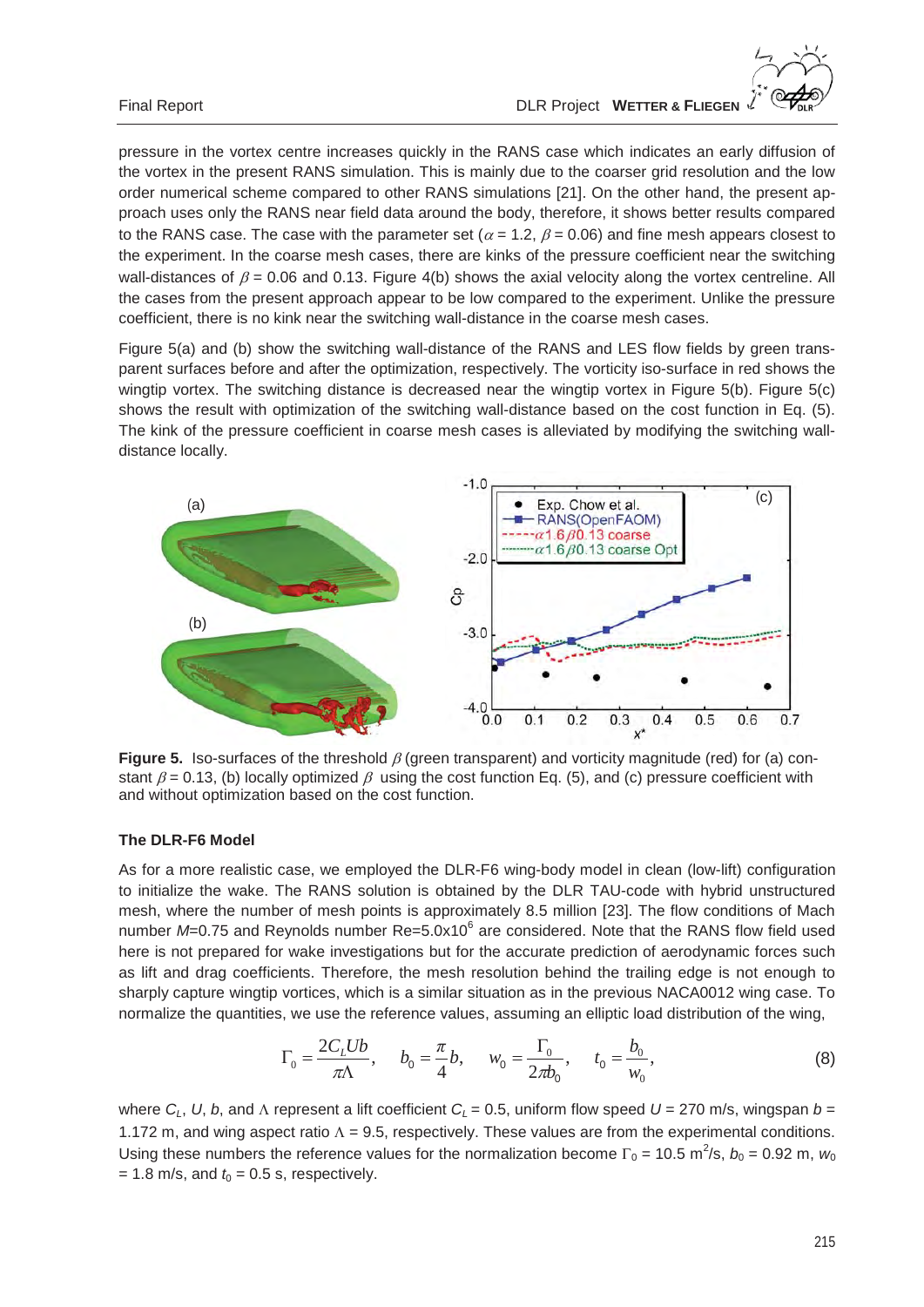pressure in the vortex centre increases quickly in the RANS case which indicates an early diffusion of the vortex in the present RANS simulation. This is mainly due to the coarser grid resolution and the low order numerical scheme compared to other RANS simulations [21]. On the other hand, the present approach uses only the RANS near field data around the body, therefore, it shows better results compared to the RANS case. The case with the parameter set ($\alpha = 1.2$, $\beta = 0.06$) and fine mesh appears closest to the experiment. In the coarse mesh cases, there are kinks of the pressure coefficient near the switching wall-distances of $\beta = 0.06$ and 0.13. Figure 4(b) shows the axial velocity along the vortex centreline. All the cases from the present approach appear to be low compared to the experiment. Unlike the pressure coefficient, there is no kink near the switching wall-distance in the coarse mesh cases.

Figure 5(a) and (b) show the switching wall-distance of the RANS and LES flow fields by green transparent surfaces before and after the optimization, respectively. The vorticity iso-surface in red shows the wingtip vortex. The switching distance is decreased near the wingtip vortex in Figure 5(b). Figure 5(c) shows the result with optimization of the switching wall-distance based on the cost function in Eq. (5). The kink of the pressure coefficient in coarse mesh cases is alleviated by modifying the switching wall-distance locally.

**Figure 5.** Iso-surfaces of the threshold $\beta$ (green transparent) and vorticity magnitude (red) for (a) constant $\beta = 0.13$, (b) locally optimized $\beta$ using the cost function Eq. (5), and (c) pressure coefficient with and without optimization based on the cost function.

### The DLR-F6 Model

As for a more realistic case, we employed the DLR-F6 wing-body model in clean (low-lift) configuration to initialize the wake. The RANS solution is obtained by the DLR TAU-code with hybrid unstructured mesh, where the number of mesh points is approximately 8.5 million [23]. The flow conditions of Mach number $M$=0.75 and Reynolds number Re=5.0x10$^6$ are considered. Note that the RANS flow field used here is not prepared for wake investigations but for the accurate prediction of aerodynamic forces such as lift and drag coefficients. Therefore, the mesh resolution behind the trailing edge is not enough to sharply capture wingtip vortices, which is a similar situation as in the previous NACA0012 wing case. To normalize the quantities, we use the reference values, assuming an elliptic load distribution of the wing,

$$\Gamma_0 = \frac{2C_L U b}{\pi \Lambda}, \quad b_0 = \frac{\pi}{4} b, \quad w_0 = \frac{\Gamma_0}{2\pi b_0}, \quad t_0 = \frac{b_0}{w_0}, \tag{8}$$

where $C_L$, $U$, $b$, and $\Lambda$ represent a lift coefficient $C_L$ = 0.5, uniform flow speed $U$ = 270 m/s, wingspan $b$ = 1.172 m, and wing aspect ratio $\Lambda$ = 9.5, respectively. These values are from the experimental conditions. Using these numbers the reference values for the normalization become $\Gamma_0$ = 10.5 m$^2$/s, $b_0$ = 0.92 m, $w_0$ = 1.8 m/s, and $t_0$ = 0.5 s, respectively.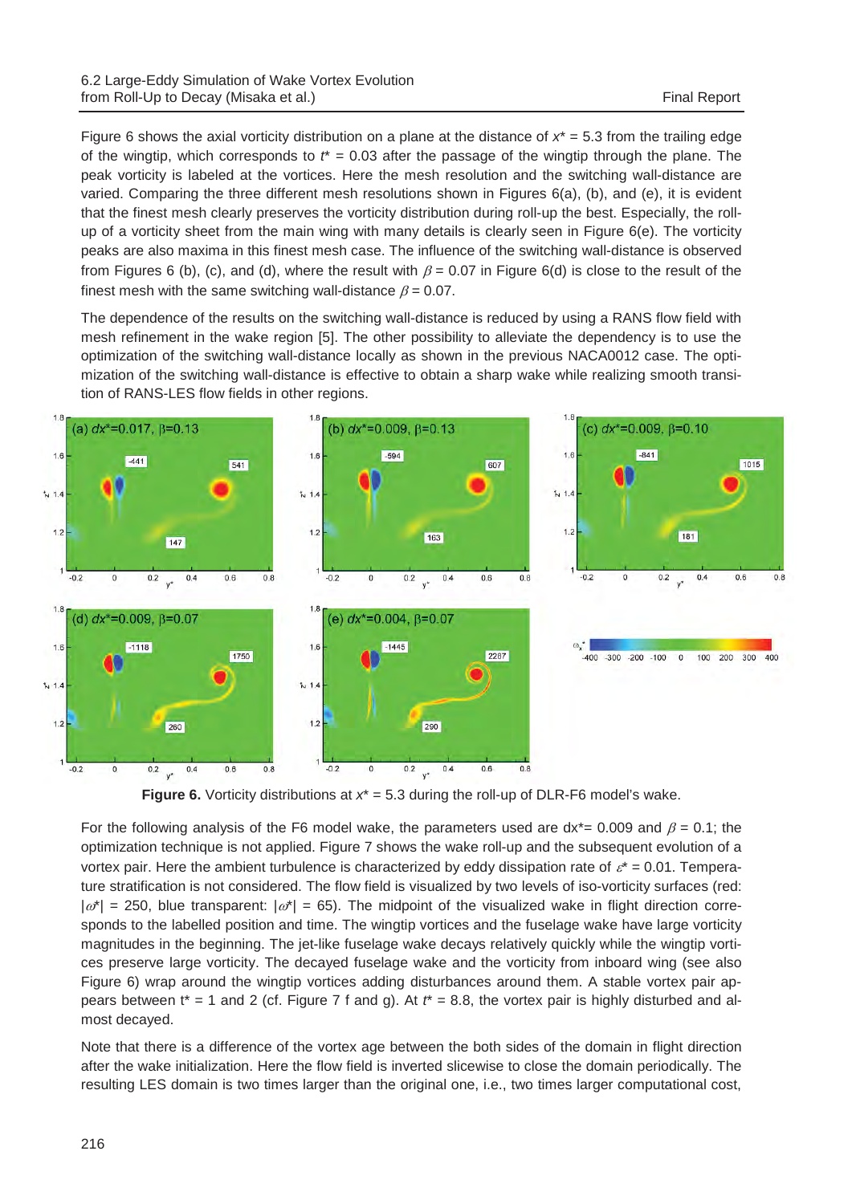Figure 6 shows the axial vorticity distribution on a plane at the distance of $x^*$ = 5.3 from the trailing edge of the wingtip, which corresponds to $t^*$ = 0.03 after the passage of the wingtip through the plane. The peak vorticity is labeled at the vortices. Here the mesh resolution and the switching wall-distance are varied. Comparing the three different mesh resolutions shown in Figures 6(a), (b), and (e), it is evident that the finest mesh clearly preserves the vorticity distribution during roll-up the best. Especially, the roll-up of a vorticity sheet from the main wing with many details is clearly seen in Figure 6(e). The vorticity peaks are also maxima in this finest mesh case. The influence of the switching wall-distance is observed from Figures 6 (b), (c), and (d), where the result with $\beta$ = 0.07 in Figure 6(d) is close to the result of the finest mesh with the same switching wall-distance $\beta$ = 0.07.

The dependence of the results on the switching wall-distance is reduced by using a RANS flow field with mesh refinement in the wake region [5]. The other possibility to alleviate the dependency is to use the optimization of the switching wall-distance locally as shown in the previous NACA0012 case. The optimization of the switching wall-distance is effective to obtain a sharp wake while realizing smooth transition of RANS-LES flow fields in other regions.

**Figure 6.** Vorticity distributions at $x^*$ = 5.3 during the roll-up of DLR-F6 model's wake.

For the following analysis of the F6 model wake, the parameters used are dx*= 0.009 and $\beta$ = 0.1; the optimization technique is not applied. Figure 7 shows the wake roll-up and the subsequent evolution of a vortex pair. Here the ambient turbulence is characterized by eddy dissipation rate of $\varepsilon^*$ = 0.01. Temperature stratification is not considered. The flow field is visualized by two levels of iso-vorticity surfaces (red: $|\omega^*|$ = 250, blue transparent: $|\omega^*|$ = 65). The midpoint of the visualized wake in flight direction corresponds to the labelled position and time. The wingtip vortices and the fuselage wake have large vorticity magnitudes in the beginning. The jet-like fuselage wake decays relatively quickly while the wingtip vortices preserve large vorticity. The decayed fuselage wake and the vorticity from inboard wing (see also Figure 6) wrap around the wingtip vortices adding disturbances around them. A stable vortex pair appears between t* = 1 and 2 (cf. Figure 7 f and g). At $t^*$ = 8.8, the vortex pair is highly disturbed and almost decayed.

Note that there is a difference of the vortex age between the both sides of the domain in flight direction after the wake initialization. Here the flow field is inverted slicewise to close the domain periodically. The resulting LES domain is two times larger than the original one, i.e., two times larger computational cost,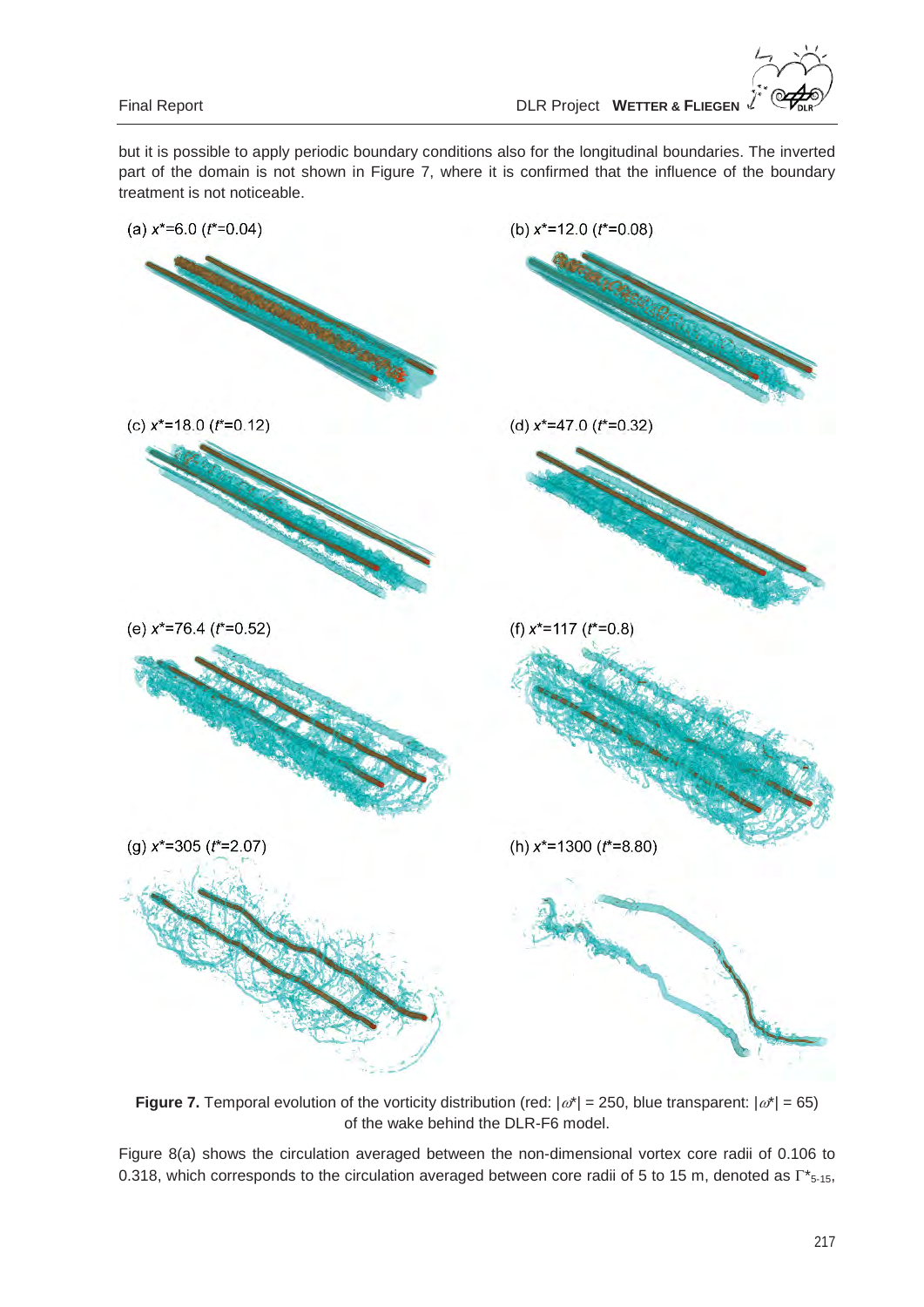but it is possible to apply periodic boundary conditions also for the longitudinal boundaries. The inverted part of the domain is not shown in Figure 7, where it is confirmed that the influence of the boundary treatment is not noticeable.

(a) $x^*$=6.0 ($t^*$=0.04)

(b) $x^*$=12.0 ($t^*$=0.08)

(c) $x^*$=18.0 ($t^*$=0.12)

(d) $x^*$=47.0 ($t^*$=0.32)

(e) $x^*$=76.4 ($t^*$=0.52)

(f) $x^*$=117 ($t^*$=0.8)

(g) $x^*$=305 ($t^*$=2.07)

(h) $x^*$=1300 ($t^*$=8.80)

**Figure 7.** Temporal evolution of the vorticity distribution (red: $|\omega^*|$ = 250, blue transparent: $|\omega^*|$ = 65) of the wake behind the DLR-F6 model.

Figure 8(a) shows the circulation averaged between the non-dimensional vortex core radii of 0.106 to 0.318, which corresponds to the circulation averaged between core radii of 5 to 15 m, denoted as $\Gamma^*_{5\text{-}15}$,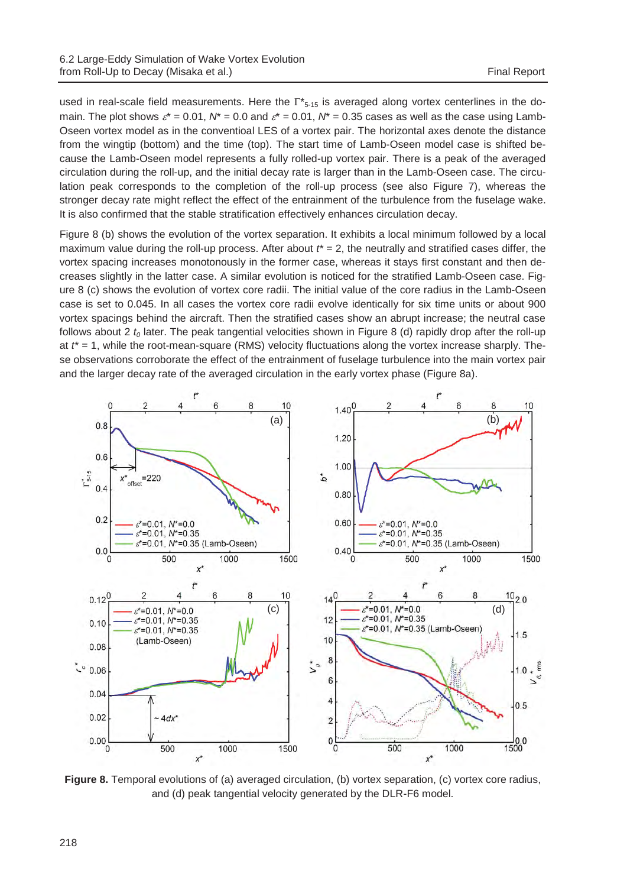used in real-scale field measurements. Here the $\Gamma^*_{5\text{-}15}$ is averaged along vortex centerlines in the domain. The plot shows $\varepsilon^* = 0.01$, $N^* = 0.0$ and $\varepsilon^* = 0.01$, $N^* = 0.35$ cases as well as the case using Lamb-Oseen vortex model as in the conventioal LES of a vortex pair. The horizontal axes denote the distance from the wingtip (bottom) and the time (top). The start time of Lamb-Oseen model case is shifted because the Lamb-Oseen model represents a fully rolled-up vortex pair. There is a peak of the averaged circulation during the roll-up, and the initial decay rate is larger than in the Lamb-Oseen case. The circulation peak corresponds to the completion of the roll-up process (see also Figure 7), whereas the stronger decay rate might reflect the effect of the entrainment of the turbulence from the fuselage wake. It is also confirmed that the stable stratification effectively enhances circulation decay.

Figure 8 (b) shows the evolution of the vortex separation. It exhibits a local minimum followed by a local maximum value during the roll-up process. After about $t^* = 2$, the neutrally and stratified cases differ, the vortex spacing increases monotonously in the former case, whereas it stays first constant and then decreases slightly in the latter case. A similar evolution is noticed for the stratified Lamb-Oseen case. Figure 8 (c) shows the evolution of vortex core radii. The initial value of the core radius in the Lamb-Oseen case is set to 0.045. In all cases the vortex core radii evolve identically for six time units or about 900 vortex spacings behind the aircraft. Then the stratified cases show an abrupt increase; the neutral case follows about 2 $t_0$ later. The peak tangential velocities shown in Figure 8 (d) rapidly drop after the roll-up at $t^* = 1$, while the root-mean-square (RMS) velocity fluctuations along the vortex increase sharply. These observations corroborate the effect of the entrainment of fuselage turbulence into the main vortex pair and the larger decay rate of the averaged circulation in the early vortex phase (Figure 8a).

**Figure 8.** Temporal evolutions of (a) averaged circulation, (b) vortex separation, (c) vortex core radius, and (d) peak tangential velocity generated by the DLR-F6 model.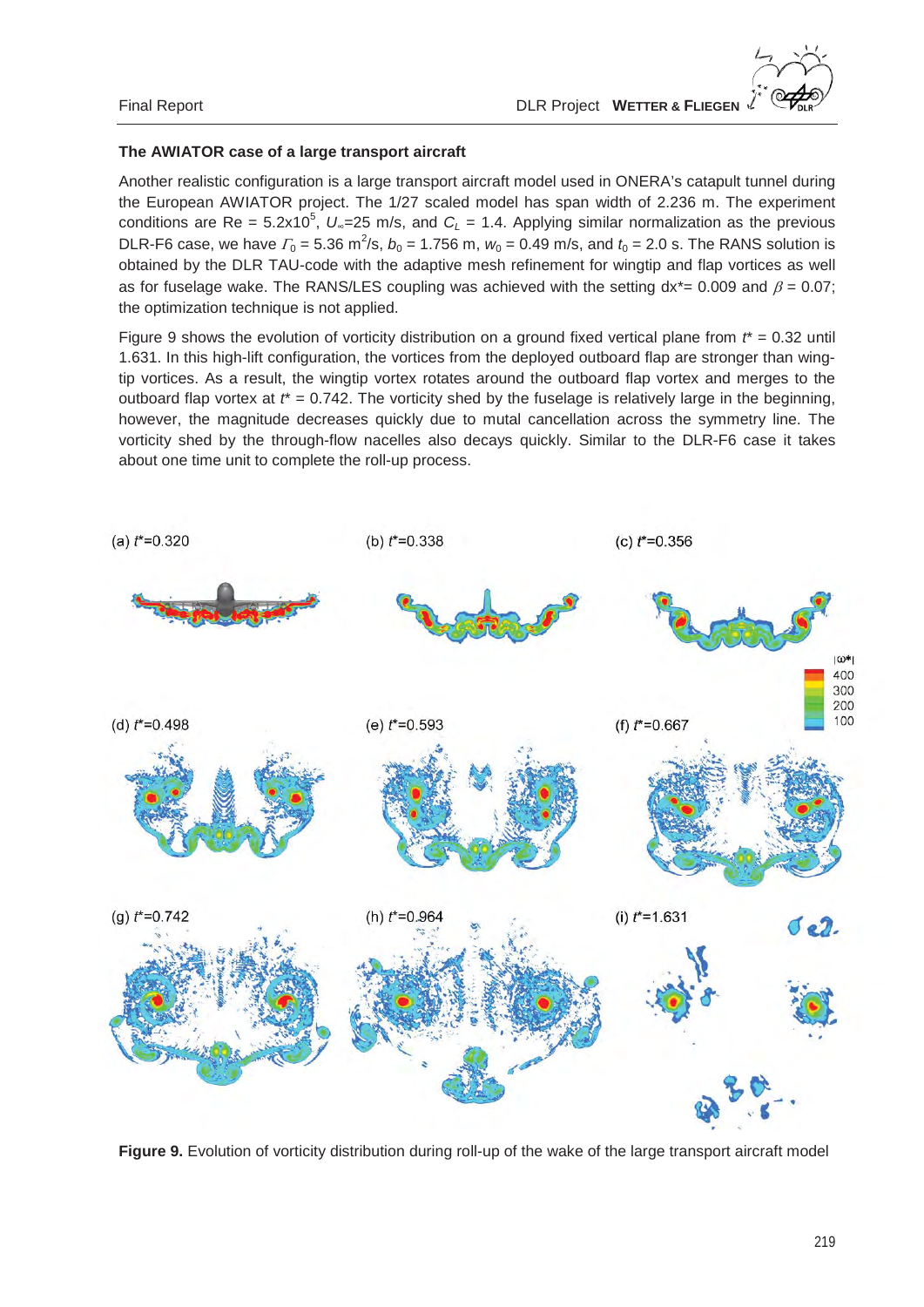### The AWIATOR case of a large transport aircraft

Another realistic configuration is a large transport aircraft model used in ONERA's catapult tunnel during the European AWIATOR project. The 1/27 scaled model has span width of 2.236 m. The experiment conditions are Re = $5.2 \times 10^5$, $U_\infty$=25 m/s, and $C_L$ = 1.4. Applying similar normalization as the previous DLR-F6 case, we have $\Gamma_0$ = 5.36 m$^2$/s, $b_0$ = 1.756 m, $w_0$ = 0.49 m/s, and $t_0$ = 2.0 s. The RANS solution is obtained by the DLR TAU-code with the adaptive mesh refinement for wingtip and flap vortices as well as for fuselage wake. The RANS/LES coupling was achieved with the setting dx*= 0.009 and $\beta$ = 0.07; the optimization technique is not applied.

Figure 9 shows the evolution of vorticity distribution on a ground fixed vertical plane from $t^*$ = 0.32 until 1.631. In this high-lift configuration, the vortices from the deployed outboard flap are stronger than wing-tip vortices. As a result, the wingtip vortex rotates around the outboard flap vortex and merges to the outboard flap vortex at $t^*$ = 0.742. The vorticity shed by the fuselage is relatively large in the beginning, however, the magnitude decreases quickly due to mutal cancellation across the symmetry line. The vorticity shed by the through-flow nacelles also decays quickly. Similar to the DLR-F6 case it takes about one time unit to complete the roll-up process.

**Figure 9.** Evolution of vorticity distribution during roll-up of the wake of the large transport aircraft model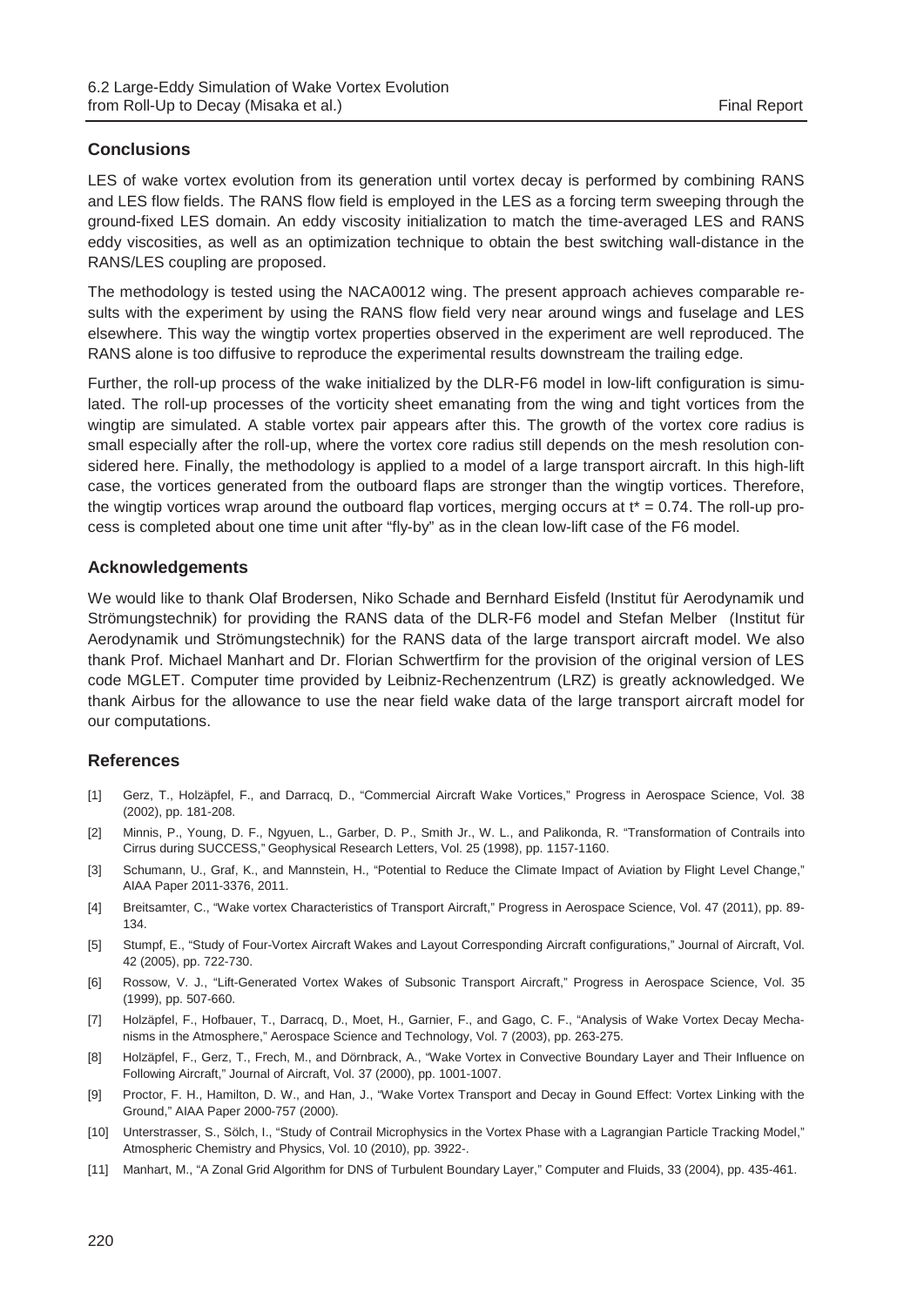## Conclusions

LES of wake vortex evolution from its generation until vortex decay is performed by combining RANS and LES flow fields. The RANS flow field is employed in the LES as a forcing term sweeping through the ground-fixed LES domain. An eddy viscosity initialization to match the time-averaged LES and RANS eddy viscosities, as well as an optimization technique to obtain the best switching wall-distance in the RANS/LES coupling are proposed.

The methodology is tested using the NACA0012 wing. The present approach achieves comparable results with the experiment by using the RANS flow field very near around wings and fuselage and LES elsewhere. This way the wingtip vortex properties observed in the experiment are well reproduced. The RANS alone is too diffusive to reproduce the experimental results downstream the trailing edge.

Further, the roll-up process of the wake initialized by the DLR-F6 model in low-lift configuration is simulated. The roll-up processes of the vorticity sheet emanating from the wing and tight vortices from the wingtip are simulated. A stable vortex pair appears after this. The growth of the vortex core radius is small especially after the roll-up, where the vortex core radius still depends on the mesh resolution considered here. Finally, the methodology is applied to a model of a large transport aircraft. In this high-lift case, the vortices generated from the outboard flaps are stronger than the wingtip vortices. Therefore, the wingtip vortices wrap around the outboard flap vortices, merging occurs at $t^* = 0.74$. The roll-up process is completed about one time unit after "fly-by" as in the clean low-lift case of the F6 model.

## Acknowledgements

We would like to thank Olaf Brodersen, Niko Schade and Bernhard Eisfeld (Institut für Aerodynamik und Strömungstechnik) for providing the RANS data of the DLR-F6 model and Stefan Melber (Institut für Aerodynamik und Strömungstechnik) for the RANS data of the large transport aircraft model. We also thank Prof. Michael Manhart and Dr. Florian Schwertfirm for the provision of the original version of LES code MGLET. Computer time provided by Leibniz-Rechenzentrum (LRZ) is greatly acknowledged. We thank Airbus for the allowance to use the near field wake data of the large transport aircraft model for our computations.

## References

[1] Gerz, T., Holzäpfel, F., and Darracq, D., "Commercial Aircraft Wake Vortices," Progress in Aerospace Science, Vol. 38 (2002), pp. 181-208.

[2] Minnis, P., Young, D. F., Ngyuen, L., Garber, D. P., Smith Jr., W. L., and Palikonda, R. "Transformation of Contrails into Cirrus during SUCCESS," Geophysical Research Letters, Vol. 25 (1998), pp. 1157-1160.

[3] Schumann, U., Graf, K., and Mannstein, H., "Potential to Reduce the Climate Impact of Aviation by Flight Level Change," AIAA Paper 2011-3376, 2011.

[4] Breitsamter, C., "Wake vortex Characteristics of Transport Aircraft," Progress in Aerospace Science, Vol. 47 (2011), pp. 89-134.

[5] Stumpf, E., "Study of Four-Vortex Aircraft Wakes and Layout Corresponding Aircraft configurations," Journal of Aircraft, Vol. 42 (2005), pp. 722-730.

[6] Rossow, V. J., "Lift-Generated Vortex Wakes of Subsonic Transport Aircraft," Progress in Aerospace Science, Vol. 35 (1999), pp. 507-660.

[7] Holzäpfel, F., Hofbauer, T., Darracq, D., Moet, H., Garnier, F., and Gago, C. F., "Analysis of Wake Vortex Decay Mechanisms in the Atmosphere," Aerospace Science and Technology, Vol. 7 (2003), pp. 263-275.

[8] Holzäpfel, F., Gerz, T., Frech, M., and Dörnbrack, A., "Wake Vortex in Convective Boundary Layer and Their Influence on Following Aircraft," Journal of Aircraft, Vol. 37 (2000), pp. 1001-1007.

[9] Proctor, F. H., Hamilton, D. W., and Han, J., "Wake Vortex Transport and Decay in Gound Effect: Vortex Linking with the Ground," AIAA Paper 2000-757 (2000).

[10] Unterstrasser, S., Sölch, I., "Study of Contrail Microphysics in the Vortex Phase with a Lagrangian Particle Tracking Model," Atmospheric Chemistry and Physics, Vol. 10 (2010), pp. 3922-.

[11] Manhart, M., "A Zonal Grid Algorithm for DNS of Turbulent Boundary Layer," Computer and Fluids, 33 (2004), pp. 435-461.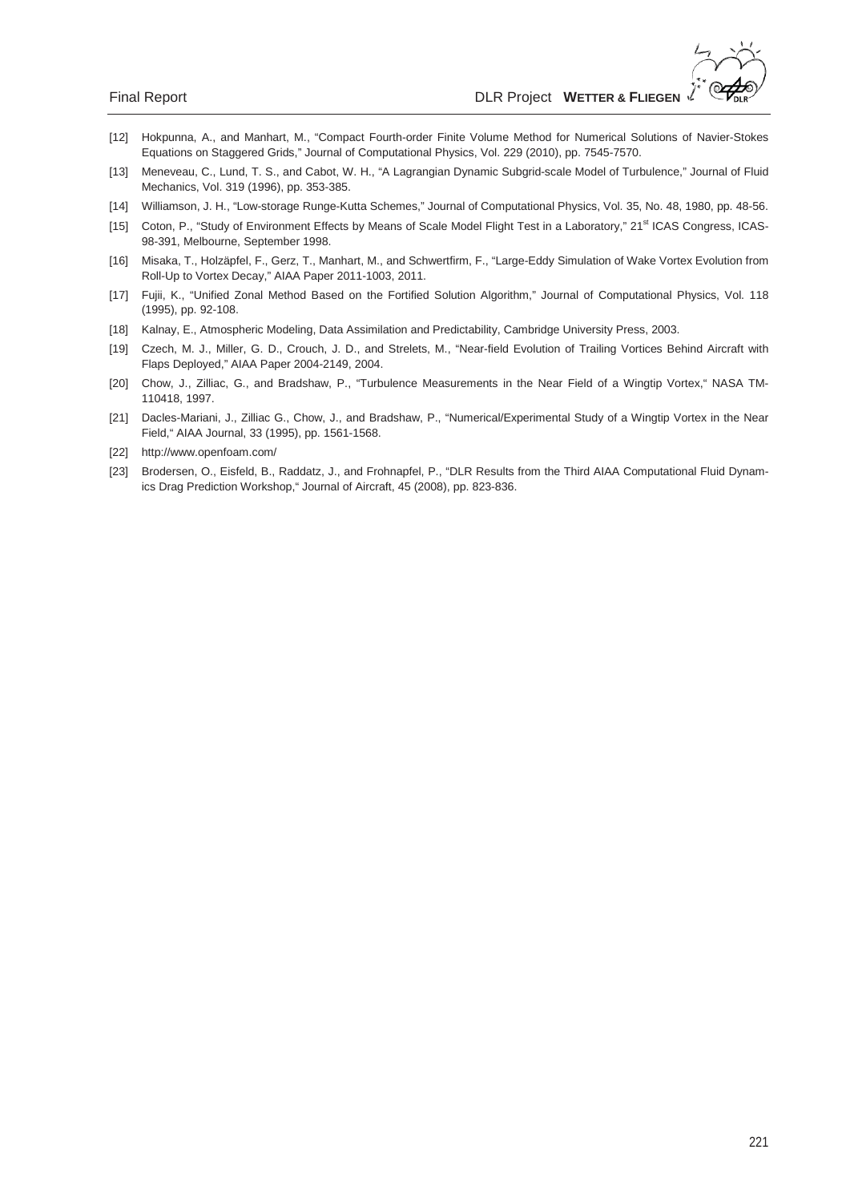[12] Hokpunna, A., and Manhart, M., "Compact Fourth-order Finite Volume Method for Numerical Solutions of Navier-Stokes Equations on Staggered Grids," Journal of Computational Physics, Vol. 229 (2010), pp. 7545-7570.

[13] Meneveau, C., Lund, T. S., and Cabot, W. H., "A Lagrangian Dynamic Subgrid-scale Model of Turbulence," Journal of Fluid Mechanics, Vol. 319 (1996), pp. 353-385.

[14] Williamson, J. H., "Low-storage Runge-Kutta Schemes," Journal of Computational Physics, Vol. 35, No. 48, 1980, pp. 48-56.

[15] Coton, P., "Study of Environment Effects by Means of Scale Model Flight Test in a Laboratory," 21st ICAS Congress, ICAS-98-391, Melbourne, September 1998.

[16] Misaka, T., Holzäpfel, F., Gerz, T., Manhart, M., and Schwertfirm, F., "Large-Eddy Simulation of Wake Vortex Evolution from Roll-Up to Vortex Decay," AIAA Paper 2011-1003, 2011.

[17] Fujii, K., "Unified Zonal Method Based on the Fortified Solution Algorithm," Journal of Computational Physics, Vol. 118 (1995), pp. 92-108.

[18] Kalnay, E., Atmospheric Modeling, Data Assimilation and Predictability, Cambridge University Press, 2003.

[19] Czech, M. J., Miller, G. D., Crouch, J. D., and Strelets, M., "Near-field Evolution of Trailing Vortices Behind Aircraft with Flaps Deployed," AIAA Paper 2004-2149, 2004.

[20] Chow, J., Zilliac, G., and Bradshaw, P., "Turbulence Measurements in the Near Field of a Wingtip Vortex," NASA TM-110418, 1997.

[21] Dacles-Mariani, J., Zilliac G., Chow, J., and Bradshaw, P., "Numerical/Experimental Study of a Wingtip Vortex in the Near Field," AIAA Journal, 33 (1995), pp. 1561-1568.

[22] http://www.openfoam.com/

[23] Brodersen, O., Eisfeld, B., Raddatz, J., and Frohnapfel, P., "DLR Results from the Third AIAA Computational Fluid Dynamics Drag Prediction Workshop," Journal of Aircraft, 45 (2008), pp. 823-836.